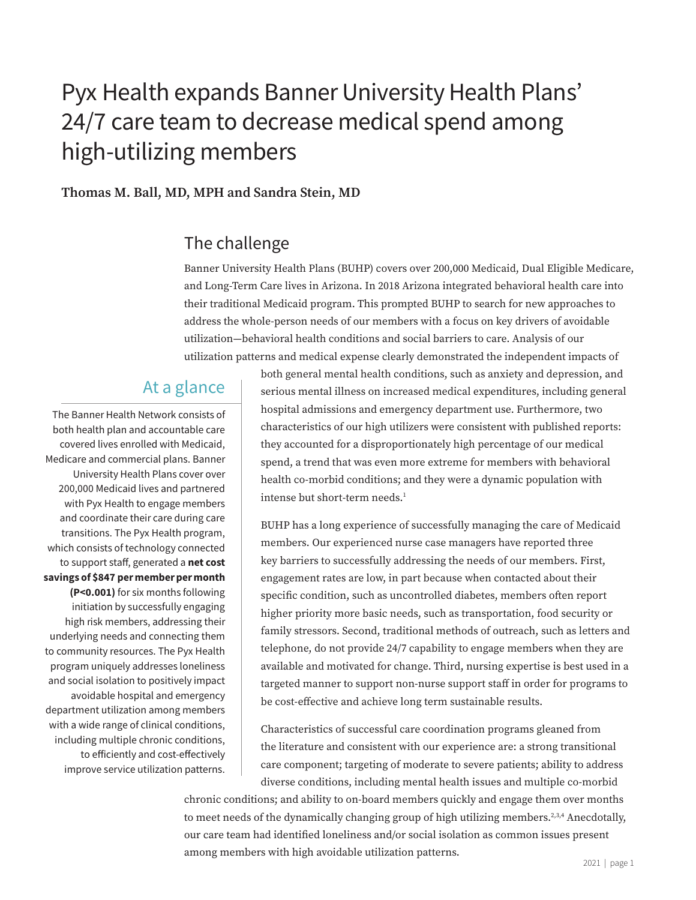# Pyx Health expands Banner University Health Plans' 24/7 care team to decrease medical spend among high-utilizing members

**Thomas M. Ball, MD, MPH and Sandra Stein, MD**

## The challenge

Banner University Health Plans (BUHP) covers over 200,000 Medicaid, Dual Eligible Medicare, and Long-Term Care lives in Arizona. In 2018 Arizona integrated behavioral health care into their traditional Medicaid program. This prompted BUHP to search for new approaches to address the whole-person needs of our members with a focus on key drivers of avoidable utilization—behavioral health conditions and social barriers to care. Analysis of our utilization patterns and medical expense clearly demonstrated the independent impacts of both general mental health conditions, such as anxiety and depression, and serious mental illness on increased medical expenditures, including general hospital admissions and emergency department use. Furthermore, two characteristics of our high utilizers were consistent with published reports: they accounted for a disproportionately high percentage of our medical spend, a trend that was even more extreme for members with behavioral health co-morbid conditions; and they were a dynamic population with intense but short-term needs.[1]

BUHP has a long experience of successfully managing the care of Medicaid members. Our experienced nurse case managers have reported three key barriers to successfully addressing the needs of our members. First, engagement rates are low, in part because when contacted about their specific condition, such as uncontrolled diabetes, members often report higher priority more basic needs, such as transportation, food security or family stressors. Second, traditional methods of outreach, such as letters and telephone, do not provide 24/7 capability to engage members when they are available and motivated for change. Third, nursing expertise is best used in a targeted manner to support non-nurse support staff in order for programs to be cost-effective and achieve long term sustainable results.

Characteristics of successful care coordination programs gleaned from the literature and consistent with our experience are: a strong transitional care component; targeting of moderate to severe patients; ability to address diverse conditions, including mental health issues and multiple co-morbid chronic conditions; and ability to on-board members quickly and engage them over months to meet needs of the dynamically changing group of high utilizing members.[2,3,4] Anecdotally, our care team had identified loneliness and/or social isolation as common issues present among members with high avoidable utilization patterns.

## At a glance

The Banner Health Network consists of both health plan and accountable care covered lives enrolled with Medicaid, Medicare and commercial plans. Banner University Health Plans cover over 200,000 Medicaid lives and partnered with Pyx Health to engage members and coordinate their care during care transitions. The Pyx Health program, which consists of technology connected to support staff, generated a **net cost savings of $847 per member per month (P<0.001)** for six months following initiation by successfully engaging high risk members, addressing their underlying needs and connecting them to community resources. The Pyx Health program uniquely addresses loneliness and social isolation to positively impact avoidable hospital and emergency department utilization among members with a wide range of clinical conditions, including multiple chronic conditions, to efficiently and cost-effectively improve service utilization patterns.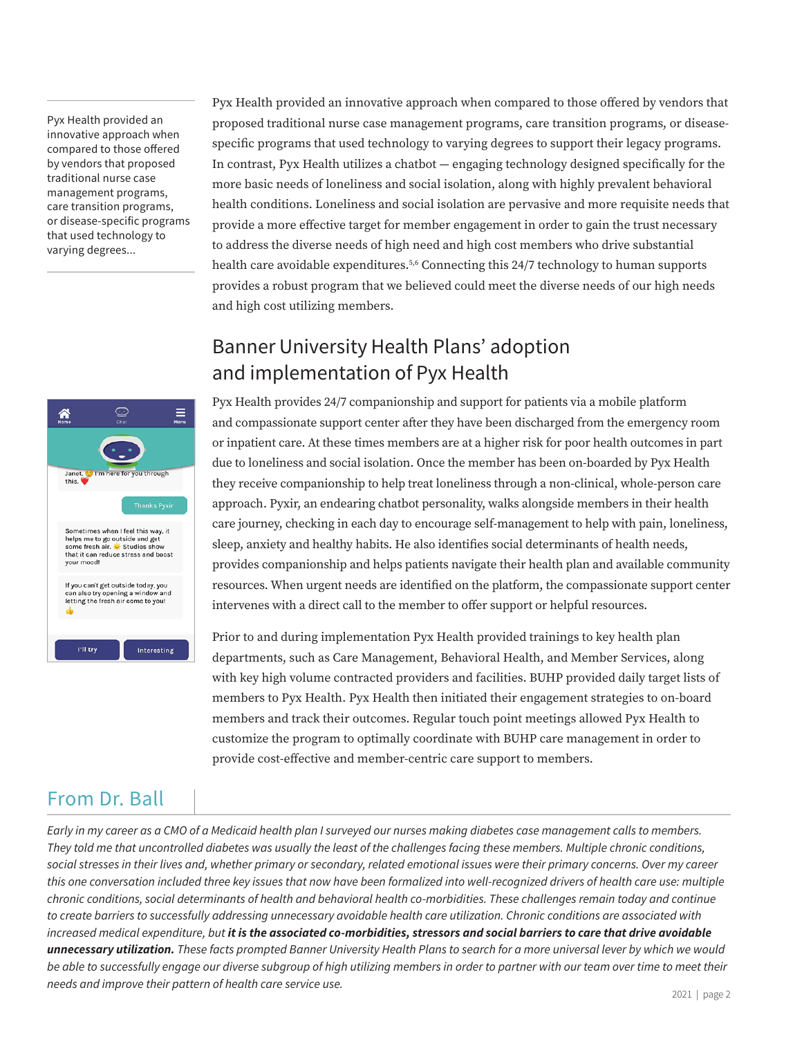Pyx Health provided an innovative approach when compared to those offered by vendors that proposed traditional nurse case management programs, care transition programs, or disease-specific programs that used technology to varying degrees...

Pyx Health provided an innovative approach when compared to those offered by vendors that proposed traditional nurse case management programs, care transition programs, or disease-specific programs that used technology to varying degrees to support their legacy programs. In contrast, Pyx Health utilizes a chatbot — engaging technology designed specifically for the more basic needs of loneliness and social isolation, along with highly prevalent behavioral health conditions. Loneliness and social isolation are pervasive and more requisite needs that provide a more effective target for member engagement in order to gain the trust necessary to address the diverse needs of high need and high cost members who drive substantial health care avoidable expenditures.[5,6] Connecting this 24/7 technology to human supports provides a robust program that we believed could meet the diverse needs of our high needs and high cost utilizing members.

## Banner University Health Plans' adoption and implementation of Pyx Health

Pyx Health provides 24/7 companionship and support for patients via a mobile platform and compassionate support center after they have been discharged from the emergency room or inpatient care. At these times members are at a higher risk for poor health outcomes in part due to loneliness and social isolation. Once the member has been on-boarded by Pyx Health they receive companionship to help treat loneliness through a non-clinical, whole-person care approach. Pyxir, an endearing chatbot personality, walks alongside members in their health care journey, checking in each day to encourage self-management to help with pain, loneliness, sleep, anxiety and healthy habits. He also identifies social determinants of health needs, provides companionship and helps patients navigate their health plan and available community resources. When urgent needs are identified on the platform, the compassionate support center intervenes with a direct call to the member to offer support or helpful resources.

Prior to and during implementation Pyx Health provided trainings to key health plan departments, such as Care Management, Behavioral Health, and Member Services, along with key high volume contracted providers and facilities. BUHP provided daily target lists of members to Pyx Health. Pyx Health then initiated their engagement strategies to on-board members and track their outcomes. Regular touch point meetings allowed Pyx Health to customize the program to optimally coordinate with BUHP care management in order to provide cost-effective and member-centric care support to members.

## From Dr. Ball

*Early in my career as a CMO of a Medicaid health plan I surveyed our nurses making diabetes case management calls to members. They told me that uncontrolled diabetes was usually the least of the challenges facing these members. Multiple chronic conditions, social stresses in their lives and, whether primary or secondary, related emotional issues were their primary concerns. Over my career this one conversation included three key issues that now have been formalized into well-recognized drivers of health care use: multiple chronic conditions, social determinants of health and behavioral health co-morbidities. These challenges remain today and continue to create barriers to successfully addressing unnecessary avoidable health care utilization. Chronic conditions are associated with increased medical expenditure, but* ***it is the associated co-morbidities, stressors and social barriers to care that drive avoidable unnecessary utilization.*** *These facts prompted Banner University Health Plans to search for a more universal lever by which we would be able to successfully engage our diverse subgroup of high utilizing members in order to partner with our team over time to meet their needs and improve their pattern of health care service use.*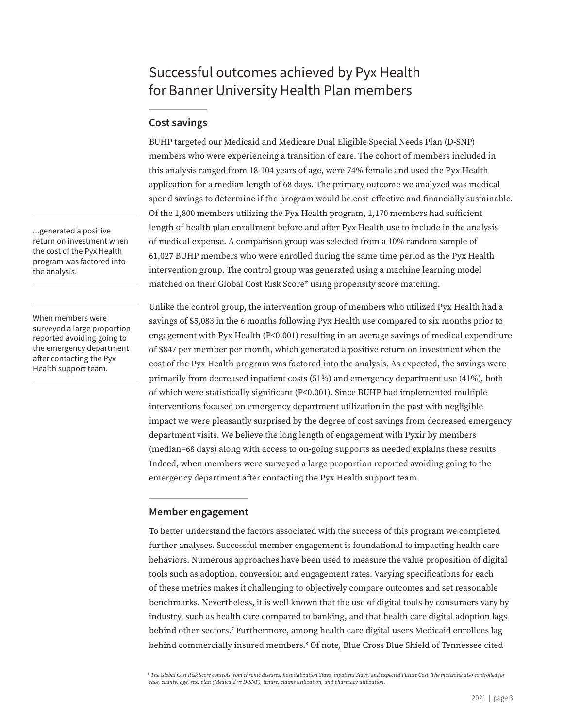# Successful outcomes achieved by Pyx Health for Banner University Health Plan members

## Cost savings

BUHP targeted our Medicaid and Medicare Dual Eligible Special Needs Plan (D-SNP) members who were experiencing a transition of care. The cohort of members included in this analysis ranged from 18-104 years of age, were 74% female and used the Pyx Health application for a median length of 68 days. The primary outcome we analyzed was medical spend savings to determine if the program would be cost-effective and financially sustainable. Of the 1,800 members utilizing the Pyx Health program, 1,170 members had sufficient length of health plan enrollment before and after Pyx Health use to include in the analysis of medical expense. A comparison group was selected from a 10% random sample of 61,027 BUHP members who were enrolled during the same time period as the Pyx Health intervention group. The control group was generated using a machine learning model matched on their Global Cost Risk Score* using propensity score matching.

> ...generated a positive return on investment when the cost of the Pyx Health program was factored into the analysis.

> When members were surveyed a large proportion reported avoiding going to the emergency department after contacting the Pyx Health support team.

Unlike the control group, the intervention group of members who utilized Pyx Health had a savings of $5,083 in the 6 months following Pyx Health use compared to six months prior to engagement with Pyx Health ($P<0.001$) resulting in an average savings of medical expenditure of $847 per member per month, which generated a positive return on investment when the cost of the Pyx Health program was factored into the analysis. As expected, the savings were primarily from decreased inpatient costs (51%) and emergency department use (41%), both of which were statistically significant ($P<0.001$). Since BUHP had implemented multiple interventions focused on emergency department utilization in the past with negligible impact we were pleasantly surprised by the degree of cost savings from decreased emergency department visits. We believe the long length of engagement with Pyxir by members (median=68 days) along with access to on-going supports as needed explains these results. Indeed, when members were surveyed a large proportion reported avoiding going to the emergency department after contacting the Pyx Health support team.

## Member engagement

To better understand the factors associated with the success of this program we completed further analyses. Successful member engagement is foundational to impacting health care behaviors. Numerous approaches have been used to measure the value proposition of digital tools such as adoption, conversion and engagement rates. Varying specifications for each of these metrics makes it challenging to objectively compare outcomes and set reasonable benchmarks. Nevertheless, it is well known that the use of digital tools by consumers vary by industry, such as health care compared to banking, and that health care digital adoption lags behind other sectors.[7] Furthermore, among health care digital users Medicaid enrollees lag behind commercially insured members.[8] Of note, Blue Cross Blue Shield of Tennessee cited

*\* The Global Cost Risk Score controls from chronic diseases, hospitalization Stays, inpatient Stays, and expected Future Cost. The matching also controlled for race, county, age, sex, plan (Medicaid vs D-SNP), tenure, claims utilization, and pharmacy utilization.*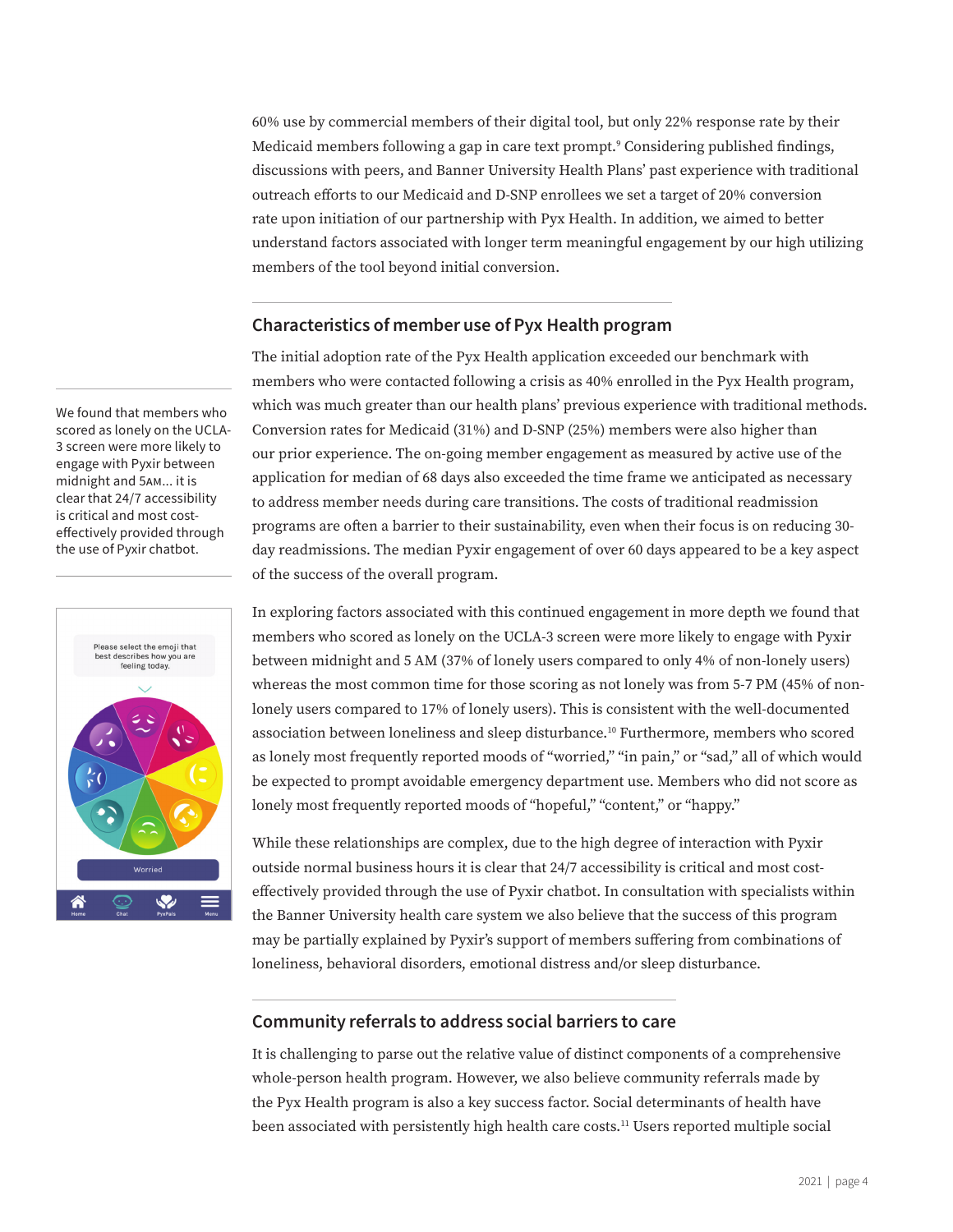60% use by commercial members of their digital tool, but only 22% response rate by their Medicaid members following a gap in care text prompt.[9] Considering published findings, discussions with peers, and Banner University Health Plans' past experience with traditional outreach efforts to our Medicaid and D-SNP enrollees we set a target of 20% conversion rate upon initiation of our partnership with Pyx Health. In addition, we aimed to better understand factors associated with longer term meaningful engagement by our high utilizing members of the tool beyond initial conversion.

## Characteristics of member use of Pyx Health program

The initial adoption rate of the Pyx Health application exceeded our benchmark with members who were contacted following a crisis as 40% enrolled in the Pyx Health program, which was much greater than our health plans' previous experience with traditional methods. Conversion rates for Medicaid (31%) and D-SNP (25%) members were also higher than our prior experience. The on-going member engagement as measured by active use of the application for median of 68 days also exceeded the time frame we anticipated as necessary to address member needs during care transitions. The costs of traditional readmission programs are often a barrier to their sustainability, even when their focus is on reducing 30-day readmissions. The median Pyxir engagement of over 60 days appeared to be a key aspect of the success of the overall program.

> We found that members who scored as lonely on the UCLA-3 screen were more likely to engage with Pyxir between midnight and 5AM… it is clear that 24/7 accessibility is critical and most cost-effectively provided through the use of Pyxir chatbot.

In exploring factors associated with this continued engagement in more depth we found that members who scored as lonely on the UCLA-3 screen were more likely to engage with Pyxir between midnight and 5 AM (37% of lonely users compared to only 4% of non-lonely users) whereas the most common time for those scoring as not lonely was from 5-7 PM (45% of non-lonely users compared to 17% of lonely users). This is consistent with the well-documented association between loneliness and sleep disturbance.[10] Furthermore, members who scored as lonely most frequently reported moods of "worried," "in pain," or "sad," all of which would be expected to prompt avoidable emergency department use. Members who did not score as lonely most frequently reported moods of "hopeful," "content," or "happy."

While these relationships are complex, due to the high degree of interaction with Pyxir outside normal business hours it is clear that 24/7 accessibility is critical and most cost-effectively provided through the use of Pyxir chatbot. In consultation with specialists within the Banner University health care system we also believe that the success of this program may be partially explained by Pyxir's support of members suffering from combinations of loneliness, behavioral disorders, emotional distress and/or sleep disturbance.

## Community referrals to address social barriers to care

It is challenging to parse out the relative value of distinct components of a comprehensive whole-person health program. However, we also believe community referrals made by the Pyx Health program is also a key success factor. Social determinants of health have been associated with persistently high health care costs.[11] Users reported multiple social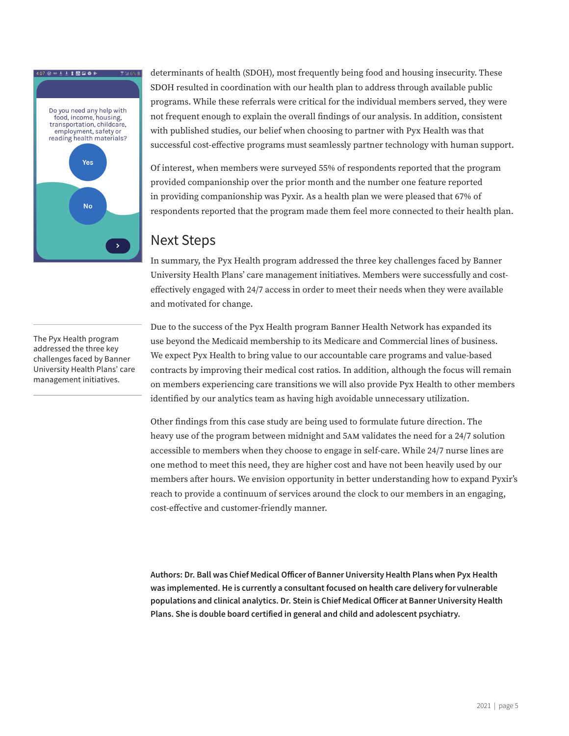determinants of health (SDOH), most frequently being food and housing insecurity. These SDOH resulted in coordination with our health plan to address through available public programs. While these referrals were critical for the individual members served, they were not frequent enough to explain the overall findings of our analysis. In addition, consistent with published studies, our belief when choosing to partner with Pyx Health was that successful cost-effective programs must seamlessly partner technology with human support.

Of interest, when members were surveyed 55% of respondents reported that the program provided companionship over the prior month and the number one feature reported in providing companionship was Pyxir. As a health plan we were pleased that 67% of respondents reported that the program made them feel more connected to their health plan.

## Next Steps

In summary, the Pyx Health program addressed the three key challenges faced by Banner University Health Plans' care management initiatives. Members were successfully and cost-effectively engaged with 24/7 access in order to meet their needs when they were available and motivated for change.

> The Pyx Health program addressed the three key challenges faced by Banner University Health Plans' care management initiatives.

Due to the success of the Pyx Health program Banner Health Network has expanded its use beyond the Medicaid membership to its Medicare and Commercial lines of business. We expect Pyx Health to bring value to our accountable care programs and value-based contracts by improving their medical cost ratios. In addition, although the focus will remain on members experiencing care transitions we will also provide Pyx Health to other members identified by our analytics team as having high avoidable unnecessary utilization.

Other findings from this case study are being used to formulate future direction. The heavy use of the program between midnight and 5AM validates the need for a 24/7 solution accessible to members when they choose to engage in self-care. While 24/7 nurse lines are one method to meet this need, they are higher cost and have not been heavily used by our members after hours. We envision opportunity in better understanding how to expand Pyxir's reach to provide a continuum of services around the clock to our members in an engaging, cost-effective and customer-friendly manner.

**Authors: Dr. Ball was Chief Medical Officer of Banner University Health Plans when Pyx Health was implemented. He is currently a consultant focused on health care delivery for vulnerable populations and clinical analytics. Dr. Stein is Chief Medical Officer at Banner University Health Plans. She is double board certified in general and child and adolescent psychiatry.**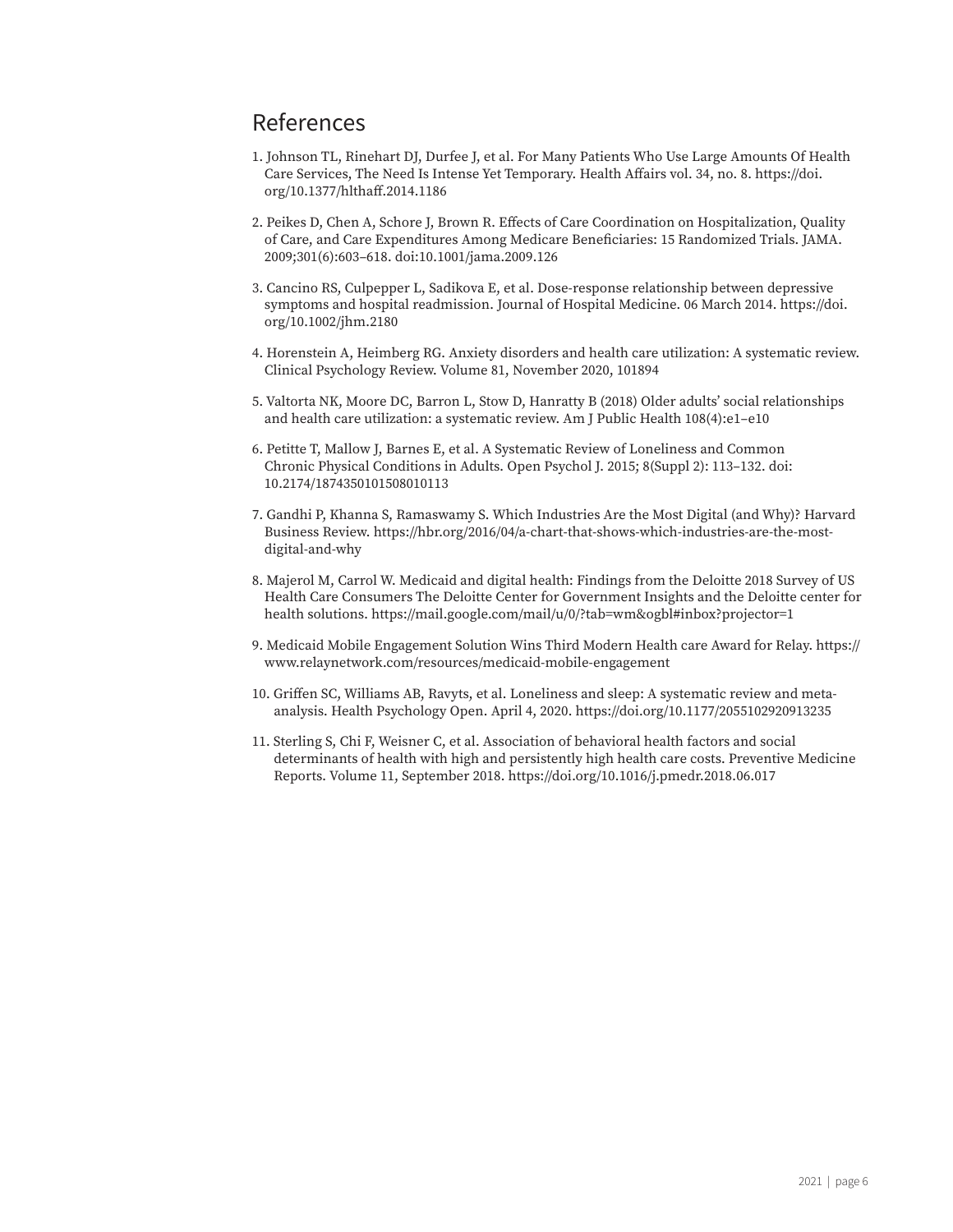## References

1. Johnson TL, Rinehart DJ, Durfee J, et al. For Many Patients Who Use Large Amounts Of Health Care Services, The Need Is Intense Yet Temporary. Health Affairs vol. 34, no. 8. https://doi.org/10.1377/hlthaff.2014.1186

2. Peikes D, Chen A, Schore J, Brown R. Effects of Care Coordination on Hospitalization, Quality of Care, and Care Expenditures Among Medicare Beneficiaries: 15 Randomized Trials. JAMA. 2009;301(6):603–618. doi:10.1001/jama.2009.126

3. Cancino RS, Culpepper L, Sadikova E, et al. Dose-response relationship between depressive symptoms and hospital readmission. Journal of Hospital Medicine. 06 March 2014. https://doi.org/10.1002/jhm.2180

4. Horenstein A, Heimberg RG. Anxiety disorders and health care utilization: A systematic review. Clinical Psychology Review. Volume 81, November 2020, 101894

5. Valtorta NK, Moore DC, Barron L, Stow D, Hanratty B (2018) Older adults' social relationships and health care utilization: a systematic review. Am J Public Health 108(4):e1–e10

6. Petitte T, Mallow J, Barnes E, et al. A Systematic Review of Loneliness and Common Chronic Physical Conditions in Adults. Open Psychol J. 2015; 8(Suppl 2): 113–132. doi: 10.2174/1874350101508010113

7. Gandhi P, Khanna S, Ramaswamy S. Which Industries Are the Most Digital (and Why)? Harvard Business Review. https://hbr.org/2016/04/a-chart-that-shows-which-industries-are-the-most-digital-and-why

8. Majerol M, Carrol W. Medicaid and digital health: Findings from the Deloitte 2018 Survey of US Health Care Consumers The Deloitte Center for Government Insights and the Deloitte center for health solutions. https://mail.google.com/mail/u/0/?tab=wm&ogbl#inbox?projector=1

9. Medicaid Mobile Engagement Solution Wins Third Modern Health care Award for Relay. https://www.relaynetwork.com/resources/medicaid-mobile-engagement

10. Griffen SC, Williams AB, Ravyts, et al. Loneliness and sleep: A systematic review and meta-analysis. Health Psychology Open. April 4, 2020. https://doi.org/10.1177/2055102920913235

11. Sterling S, Chi F, Weisner C, et al. Association of behavioral health factors and social determinants of health with high and persistently high health care costs. Preventive Medicine Reports. Volume 11, September 2018. https://doi.org/10.1016/j.pmedr.2018.06.017